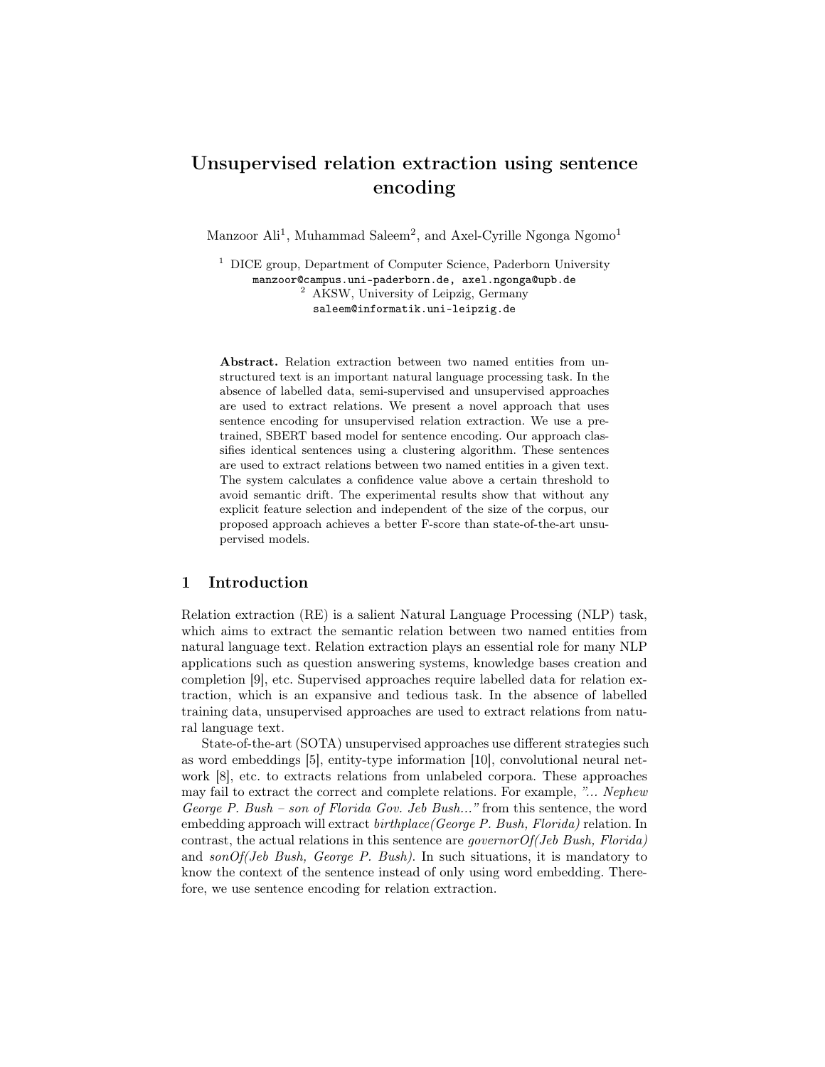# Unsupervised relation extraction using sentence encoding

Manzoor Ali[1], Muhammad Saleem[2], and Axel-Cyrille Ngonga Ngomo[1]

[1] DICE group, Department of Computer Science, Paderborn University
manzoor@campus.uni-paderborn.de, axel.ngonga@upb.de
[2] AKSW, University of Leipzig, Germany
saleem@informatik.uni-leipzig.de

**Abstract.** Relation extraction between two named entities from unstructured text is an important natural language processing task. In the absence of labelled data, semi-supervised and unsupervised approaches are used to extract relations. We present a novel approach that uses sentence encoding for unsupervised relation extraction. We use a pretrained, SBERT based model for sentence encoding. Our approach classifies identical sentences using a clustering algorithm. These sentences are used to extract relations between two named entities in a given text. The system calculates a confidence value above a certain threshold to avoid semantic drift. The experimental results show that without any explicit feature selection and independent of the size of the corpus, our proposed approach achieves a better F-score than state-of-the-art unsupervised models.

## 1 Introduction

Relation extraction (RE) is a salient Natural Language Processing (NLP) task, which aims to extract the semantic relation between two named entities from natural language text. Relation extraction plays an essential role for many NLP applications such as question answering systems, knowledge bases creation and completion [9], etc. Supervised approaches require labelled data for relation extraction, which is an expansive and tedious task. In the absence of labelled training data, unsupervised approaches are used to extract relations from natural language text.

State-of-the-art (SOTA) unsupervised approaches use different strategies such as word embeddings [5], entity-type information [10], convolutional neural network [8], etc. to extracts relations from unlabeled corpora. These approaches may fail to extract the correct and complete relations. For example, *"... Nephew George P. Bush – son of Florida Gov. Jeb Bush..."* from this sentence, the word embedding approach will extract *birthplace(George P. Bush, Florida)* relation. In contrast, the actual relations in this sentence are *governorOf(Jeb Bush, Florida)* and *sonOf(Jeb Bush, George P. Bush)*. In such situations, it is mandatory to know the context of the sentence instead of only using word embedding. Therefore, we use sentence encoding for relation extraction.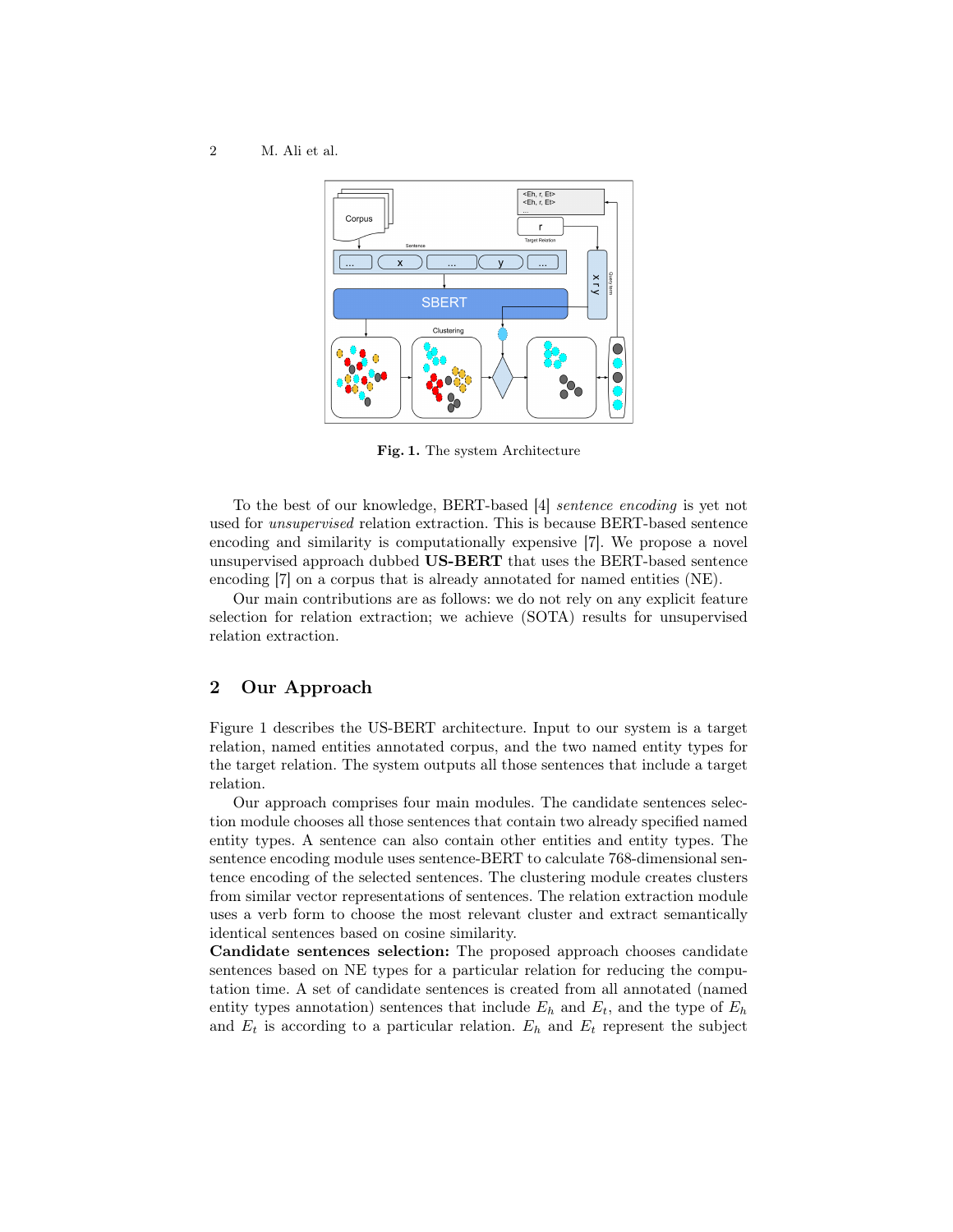**Fig. 1.** The system Architecture

To the best of our knowledge, BERT-based [4] *sentence encoding* is yet not used for *unsupervised* relation extraction. This is because BERT-based sentence encoding and similarity is computationally expensive [7]. We propose a novel unsupervised approach dubbed **US-BERT** that uses the BERT-based sentence encoding [7] on a corpus that is already annotated for named entities (NE).

Our main contributions are as follows: we do not rely on any explicit feature selection for relation extraction; we achieve (SOTA) results for unsupervised relation extraction.

## 2 Our Approach

Figure 1 describes the US-BERT architecture. Input to our system is a target relation, named entities annotated corpus, and the two named entity types for the target relation. The system outputs all those sentences that include a target relation.

Our approach comprises four main modules. The candidate sentences selection module chooses all those sentences that contain two already specified named entity types. A sentence can also contain other entities and entity types. The sentence encoding module uses sentence-BERT to calculate 768-dimensional sentence encoding of the selected sentences. The clustering module creates clusters from similar vector representations of sentences. The relation extraction module uses a verb form to choose the most relevant cluster and extract semantically identical sentences based on cosine similarity.

**Candidate sentences selection:** The proposed approach chooses candidate sentences based on NE types for a particular relation for reducing the computation time. A set of candidate sentences is created from all annotated (named entity types annotation) sentences that include $E_h$ and $E_t$, and the type of $E_h$ and $E_t$ is according to a particular relation. $E_h$ and $E_t$ represent the subject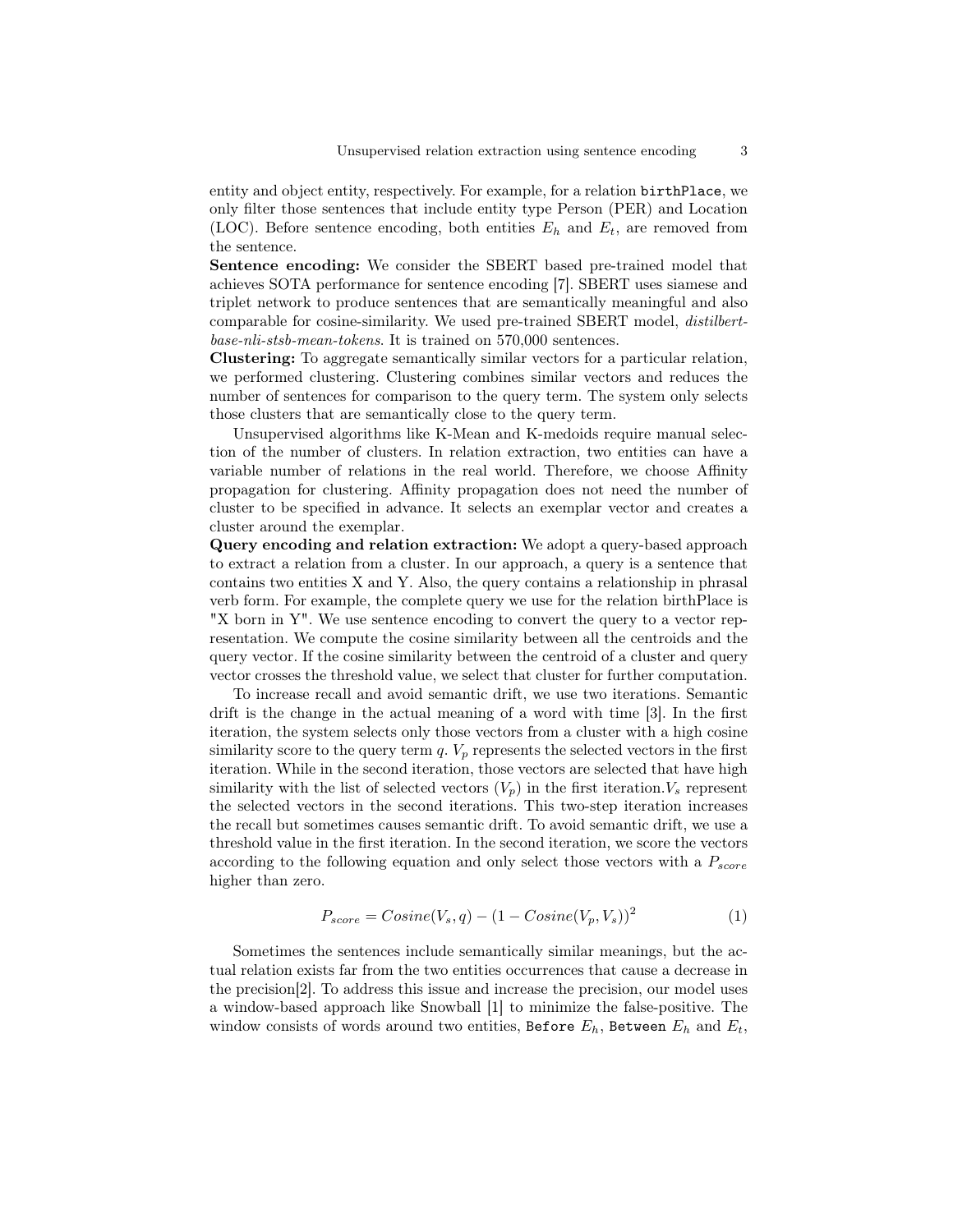entity and object entity, respectively. For example, for a relation `birthPlace`, we only filter those sentences that include entity type Person (PER) and Location (LOC). Before sentence encoding, both entities $E_h$ and $E_t$, are removed from the sentence.

**Sentence encoding:** We consider the SBERT based pre-trained model that achieves SOTA performance for sentence encoding [7]. SBERT uses siamese and triplet network to produce sentences that are semantically meaningful and also comparable for cosine-similarity. We used pre-trained SBERT model, *distilbert-base-nli-stsb-mean-tokens*. It is trained on 570,000 sentences.

**Clustering:** To aggregate semantically similar vectors for a particular relation, we performed clustering. Clustering combines similar vectors and reduces the number of sentences for comparison to the query term. The system only selects those clusters that are semantically close to the query term.

Unsupervised algorithms like K-Mean and K-medoids require manual selection of the number of clusters. In relation extraction, two entities can have a variable number of relations in the real world. Therefore, we choose Affinity propagation for clustering. Affinity propagation does not need the number of cluster to be specified in advance. It selects an exemplar vector and creates a cluster around the exemplar.

**Query encoding and relation extraction:** We adopt a query-based approach to extract a relation from a cluster. In our approach, a query is a sentence that contains two entities X and Y. Also, the query contains a relationship in phrasal verb form. For example, the complete query we use for the relation birthPlace is "X born in Y". We use sentence encoding to convert the query to a vector representation. We compute the cosine similarity between all the centroids and the query vector. If the cosine similarity between the centroid of a cluster and query vector crosses the threshold value, we select that cluster for further computation.

To increase recall and avoid semantic drift, we use two iterations. Semantic drift is the change in the actual meaning of a word with time [3]. In the first iteration, the system selects only those vectors from a cluster with a high cosine similarity score to the query term $q$. $V_p$ represents the selected vectors in the first iteration. While in the second iteration, those vectors are selected that have high similarity with the list of selected vectors ($V_p$) in the first iteration.$V_s$ represent the selected vectors in the second iterations. This two-step iteration increases the recall but sometimes causes semantic drift. To avoid semantic drift, we use a threshold value in the first iteration. In the second iteration, we score the vectors according to the following equation and only select those vectors with a $P_{score}$ higher than zero.

$$P_{score} = Cosine(V_s, q) - (1 - Cosine(V_p, V_s))^2 \tag{1}$$

Sometimes the sentences include semantically similar meanings, but the actual relation exists far from the two entities occurrences that cause a decrease in the precision[2]. To address this issue and increase the precision, our model uses a window-based approach like Snowball [1] to minimize the false-positive. The window consists of words around two entities, `Before` $E_h$, `Between` $E_h$ and $E_t$,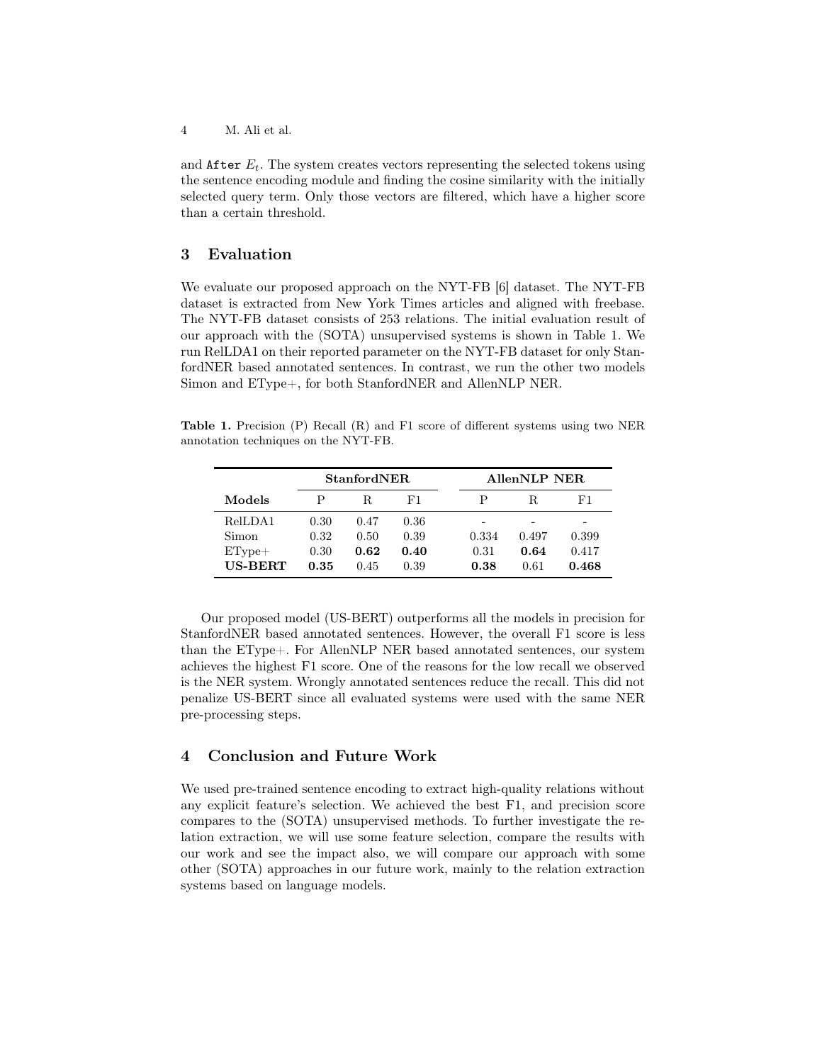and `After` $E_t$. The system creates vectors representing the selected tokens using the sentence encoding module and finding the cosine similarity with the initially selected query term. Only those vectors are filtered, which have a higher score than a certain threshold.

## 3 Evaluation

We evaluate our proposed approach on the NYT-FB [6] dataset. The NYT-FB dataset is extracted from New York Times articles and aligned with freebase. The NYT-FB dataset consists of 253 relations. The initial evaluation result of our approach with the (SOTA) unsupervised systems is shown in Table 1. We run RelLDA1 on their reported parameter on the NYT-FB dataset for only StanfordNER based annotated sentences. In contrast, we run the other two models Simon and EType+, for both StanfordNER and AllenNLP NER.

**Table 1.** Precision (P) Recall (R) and F1 score of different systems using two NER annotation techniques on the NYT-FB.

| | **StanfordNER** | | | **AllenNLP NER** | | |
|---|---|---|---|---|---|---|
| **Models** | P | R | F1 | P | R | F1 |
| RelLDA1 | 0.30 | 0.47 | 0.36 | - | - | - |
| Simon | 0.32 | 0.50 | 0.39 | 0.334 | 0.497 | 0.399 |
| EType+ | 0.30 | **0.62** | **0.40** | 0.31 | **0.64** | 0.417 |
| **US-BERT** | **0.35** | 0.45 | 0.39 | **0.38** | 0.61 | **0.468** |

Our proposed model (US-BERT) outperforms all the models in precision for StanfordNER based annotated sentences. However, the overall F1 score is less than the EType+. For AllenNLP NER based annotated sentences, our system achieves the highest F1 score. One of the reasons for the low recall we observed is the NER system. Wrongly annotated sentences reduce the recall. This did not penalize US-BERT since all evaluated systems were used with the same NER pre-processing steps.

## 4 Conclusion and Future Work

We used pre-trained sentence encoding to extract high-quality relations without any explicit feature's selection. We achieved the best F1, and precision score compares to the (SOTA) unsupervised methods. To further investigate the relation extraction, we will use some feature selection, compare the results with our work and see the impact also, we will compare our approach with some other (SOTA) approaches in our future work, mainly to the relation extraction systems based on language models.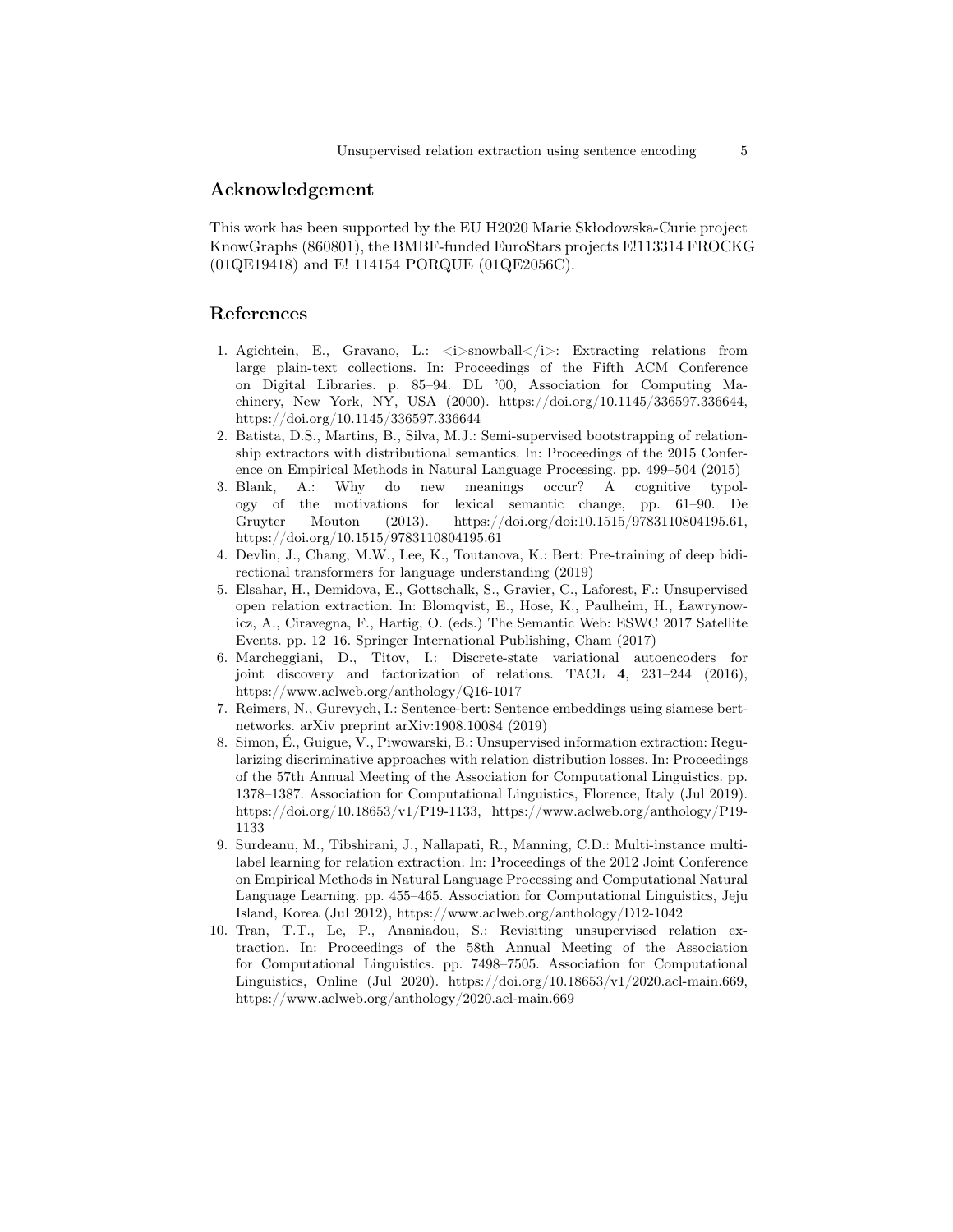## Acknowledgement

This work has been supported by the EU H2020 Marie Skłodowska-Curie project KnowGraphs (860801), the BMBF-funded EuroStars projects E!113314 FROCKG (01QE19418) and E! 114154 PORQUE (01QE2056C).

## References

1. Agichtein, E., Gravano, L.: <i>snowball</i>: Extracting relations from large plain-text collections. In: Proceedings of the Fifth ACM Conference on Digital Libraries. p. 85–94. DL '00, Association for Computing Machinery, New York, NY, USA (2000). https://doi.org/10.1145/336597.336644, https://doi.org/10.1145/336597.336644
2. Batista, D.S., Martins, B., Silva, M.J.: Semi-supervised bootstrapping of relationship extractors with distributional semantics. In: Proceedings of the 2015 Conference on Empirical Methods in Natural Language Processing. pp. 499–504 (2015)
3. Blank, A.: Why do new meanings occur? A cognitive typology of the motivations for lexical semantic change, pp. 61–90. De Gruyter Mouton (2013). https://doi.org/doi:10.1515/9783110804195.61, https://doi.org/10.1515/9783110804195.61
4. Devlin, J., Chang, M.W., Lee, K., Toutanova, K.: Bert: Pre-training of deep bidirectional transformers for language understanding (2019)
5. Elsahar, H., Demidova, E., Gottschalk, S., Gravier, C., Laforest, F.: Unsupervised open relation extraction. In: Blomqvist, E., Hose, K., Paulheim, H., Ławrynowicz, A., Ciravegna, F., Hartig, O. (eds.) The Semantic Web: ESWC 2017 Satellite Events. pp. 12–16. Springer International Publishing, Cham (2017)
6. Marcheggiani, D., Titov, I.: Discrete-state variational autoencoders for joint discovery and factorization of relations. TACL **4**, 231–244 (2016), https://www.aclweb.org/anthology/Q16-1017
7. Reimers, N., Gurevych, I.: Sentence-bert: Sentence embeddings using siamese bert-networks. arXiv preprint arXiv:1908.10084 (2019)
8. Simon, É., Guigue, V., Piwowarski, B.: Unsupervised information extraction: Regularizing discriminative approaches with relation distribution losses. In: Proceedings of the 57th Annual Meeting of the Association for Computational Linguistics. pp. 1378–1387. Association for Computational Linguistics, Florence, Italy (Jul 2019). https://doi.org/10.18653/v1/P19-1133, https://www.aclweb.org/anthology/P19-1133
9. Surdeanu, M., Tibshirani, J., Nallapati, R., Manning, C.D.: Multi-instance multi-label learning for relation extraction. In: Proceedings of the 2012 Joint Conference on Empirical Methods in Natural Language Processing and Computational Natural Language Learning. pp. 455–465. Association for Computational Linguistics, Jeju Island, Korea (Jul 2012), https://www.aclweb.org/anthology/D12-1042
10. Tran, T.T., Le, P., Ananiadou, S.: Revisiting unsupervised relation extraction. In: Proceedings of the 58th Annual Meeting of the Association for Computational Linguistics. pp. 7498–7505. Association for Computational Linguistics, Online (Jul 2020). https://doi.org/10.18653/v1/2020.acl-main.669, https://www.aclweb.org/anthology/2020.acl-main.669